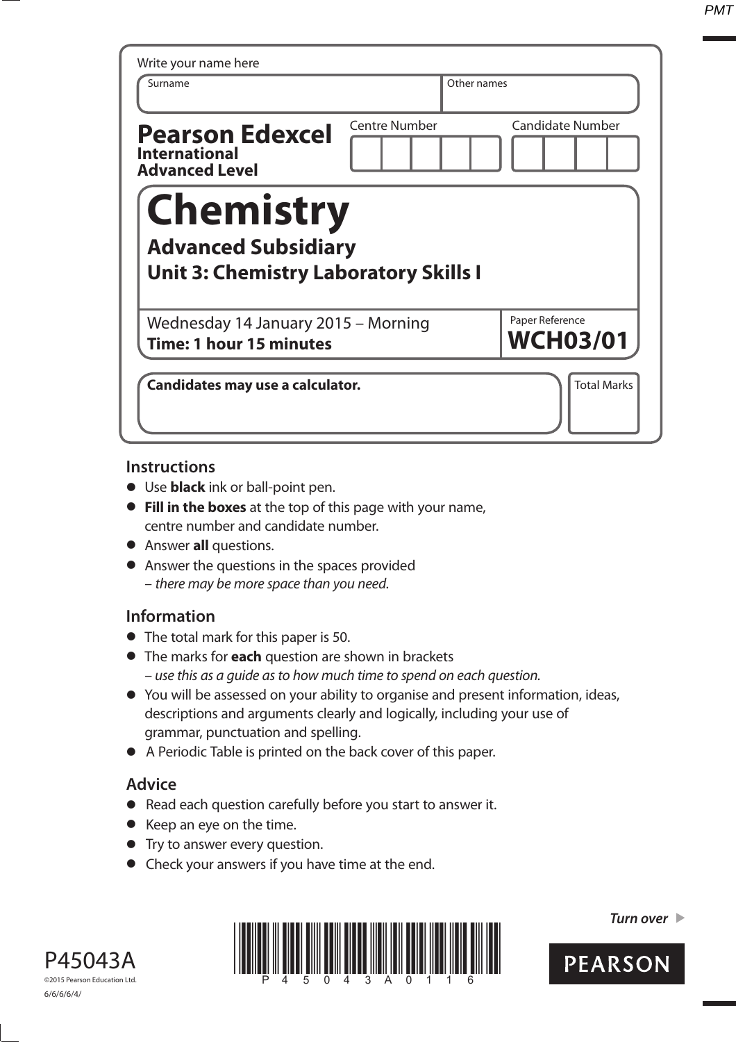Write your name here

| Surname | Other names |
|---|---|
| | |

**Pearson Edexcel**
**International Advanced Level**

| Centre Number | Candidate Number |
|---|---|
| | |

# Chemistry

## Advanced Subsidiary

## Unit 3: Chemistry Laboratory Skills I

Wednesday 14 January 2015 – Morning
**Time: 1 hour 15 minutes**

Paper Reference
**WCH03/01**

**Candidates may use a calculator.**

Total Marks

### Instructions

- Use **black** ink or ball-point pen.
- **Fill in the boxes** at the top of this page with your name, centre number and candidate number.
- Answer **all** questions.
- Answer the questions in the spaces provided – *there may be more space than you need.*

### Information

- The total mark for this paper is 50.
- The marks for **each** question are shown in brackets – *use this as a guide as to how much time to spend on each question.*
- You will be assessed on your ability to organise and present information, ideas, descriptions and arguments clearly and logically, including your use of grammar, punctuation and spelling.
- A Periodic Table is printed on the back cover of this paper.

### Advice

- Read each question carefully before you start to answer it.
- Keep an eye on the time.
- Try to answer every question.
- Check your answers if you have time at the end.

*Turn over* ▶

P45043A
©2015 Pearson Education Ltd.
6/6/6/6/4/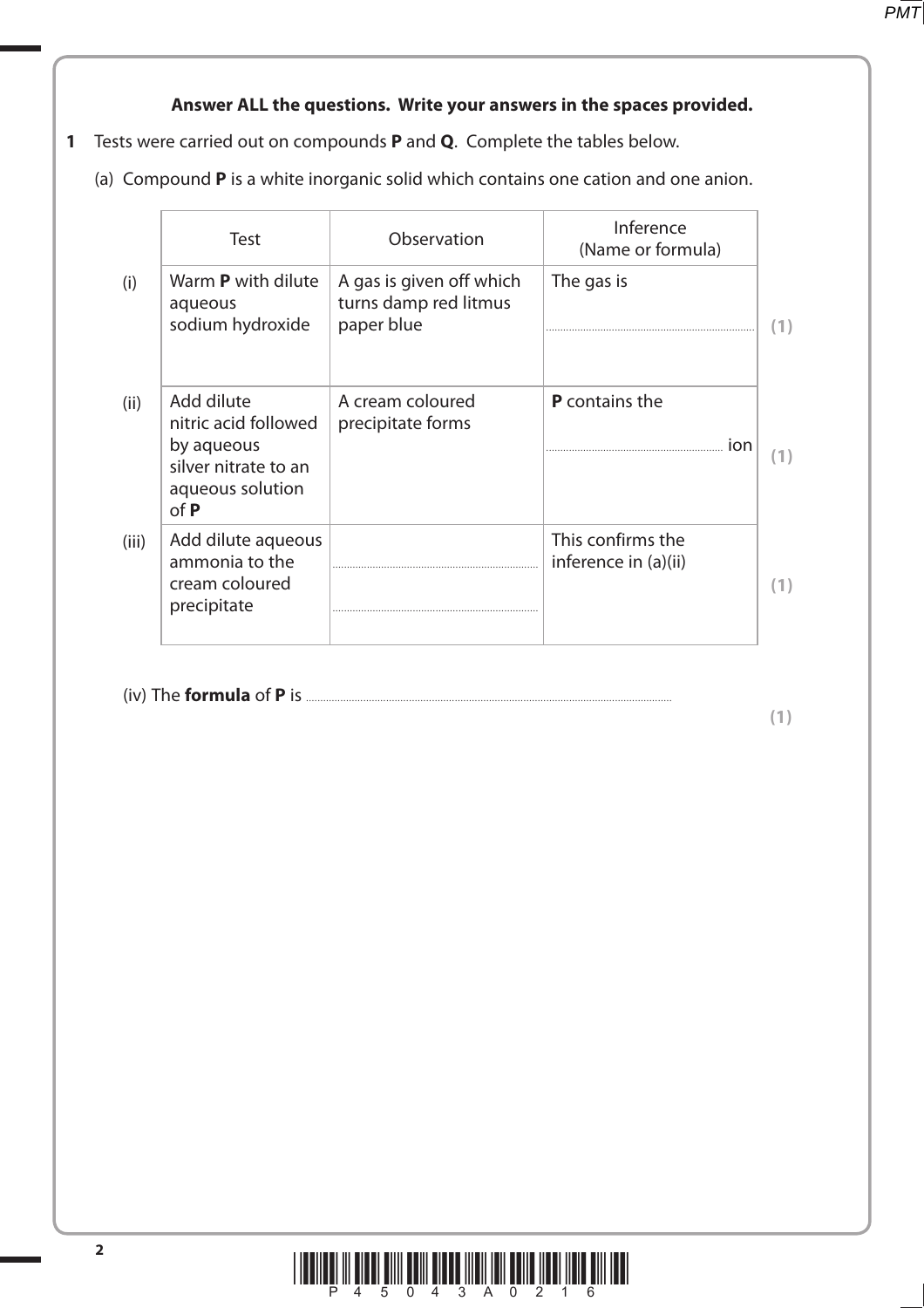**Answer ALL the questions. Write your answers in the spaces provided.**

**1** Tests were carried out on compounds **P** and **Q**. Complete the tables below.

(a) Compound **P** is a white inorganic solid which contains one cation and one anion.

| | Test | Observation | Inference (Name or formula) | |
|---|---|---|---|---|
| (i) | Warm **P** with dilute aqueous sodium hydroxide | A gas is given off which turns damp red litmus paper blue | The gas is ........................ | (1) |
| (ii) | Add dilute nitric acid followed by aqueous silver nitrate to an aqueous solution of **P** | A cream coloured precipitate forms | **P** contains the ........................ ion | (1) |
| (iii) | Add dilute aqueous ammonia to the cream coloured precipitate | ........................ ........................ | This confirms the inference in (a)(ii) | (1) |

(iv) The **formula** of **P** is ........................................................................................................

**(1)**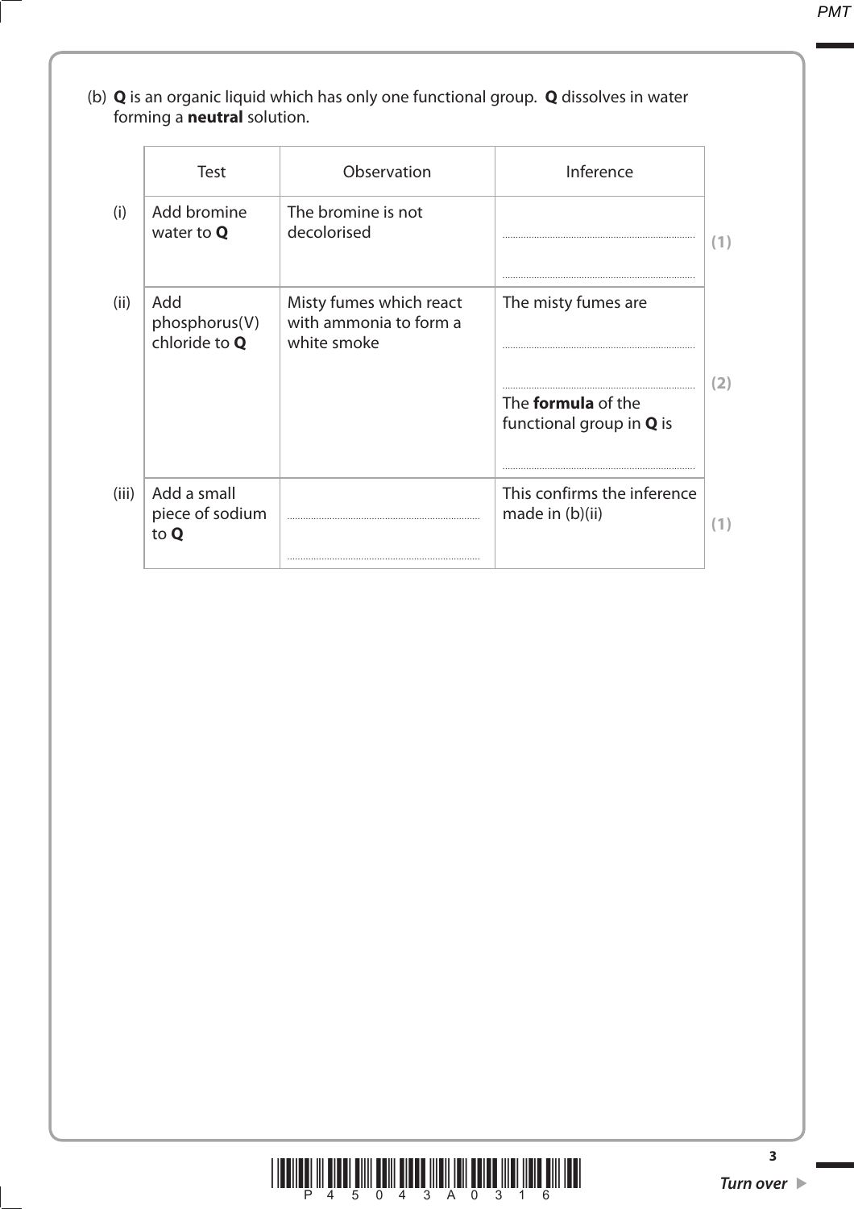(b) **Q** is an organic liquid which has only one functional group. **Q** dissolves in water forming a **neutral** solution.

| | Test | Observation | Inference | |
|---|---|---|---|---|
| (i) | Add bromine water to **Q** | The bromine is not decolorised | ........................................ ........................................ | **(1)** |
| (ii) | Add phosphorus(V) chloride to **Q** | Misty fumes which react with ammonia to form a white smoke | The misty fumes are ........................................ ........................................ The **formula** of the functional group in **Q** is ........................................ | **(2)** |
| (iii) | Add a small piece of sodium to **Q** | ........................................ ........................................ | This confirms the inference made in (b)(ii) | **(1)** |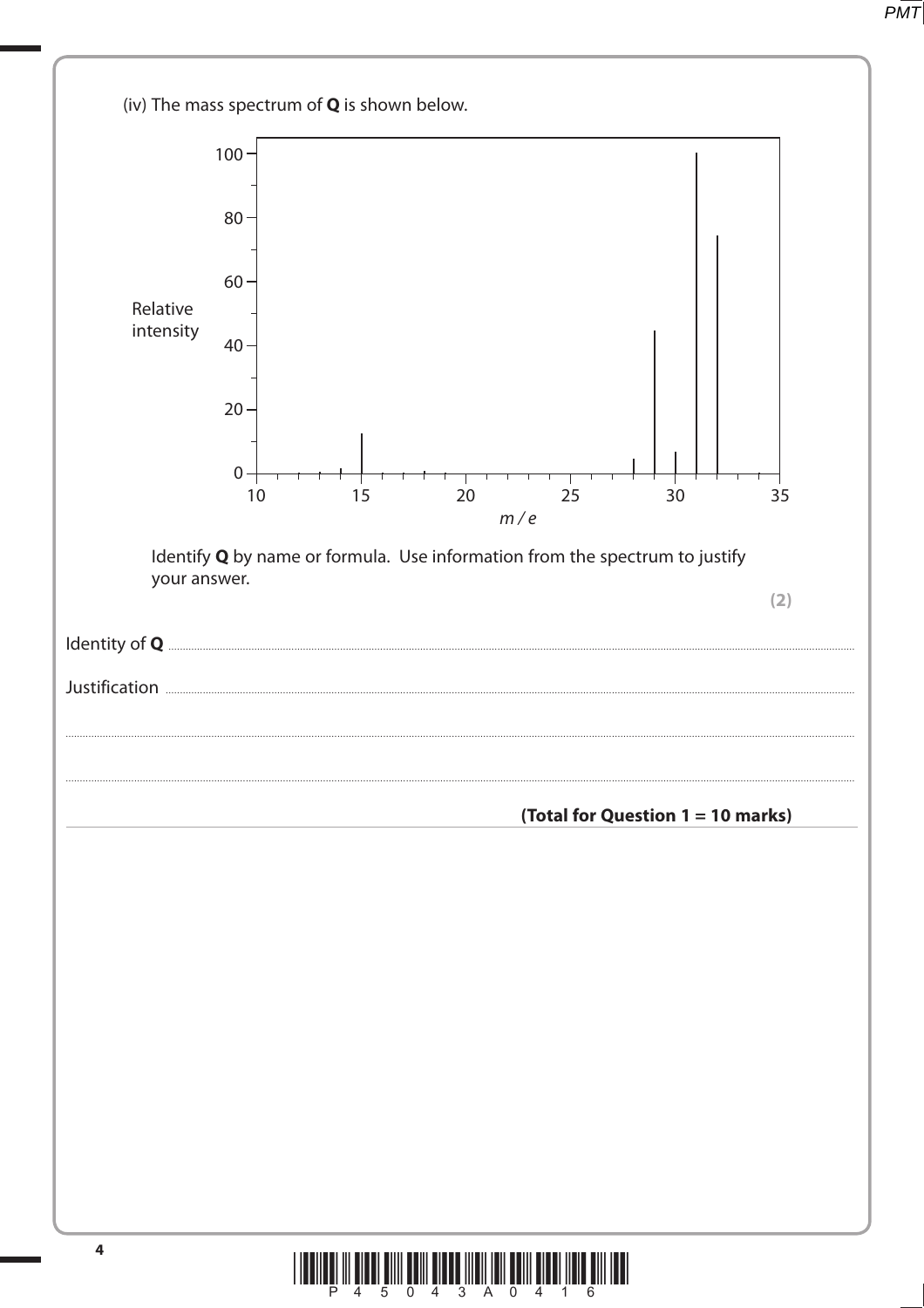(iv) The mass spectrum of **Q** is shown below.

Identify **Q** by name or formula. Use information from the spectrum to justify your answer.

**(2)**

Identity of **Q** ..................................................................................................................................................

Justification ..................................................................................................................................................

..................................................................................................................................................................

..................................................................................................................................................................

**(Total for Question 1 = 10 marks)**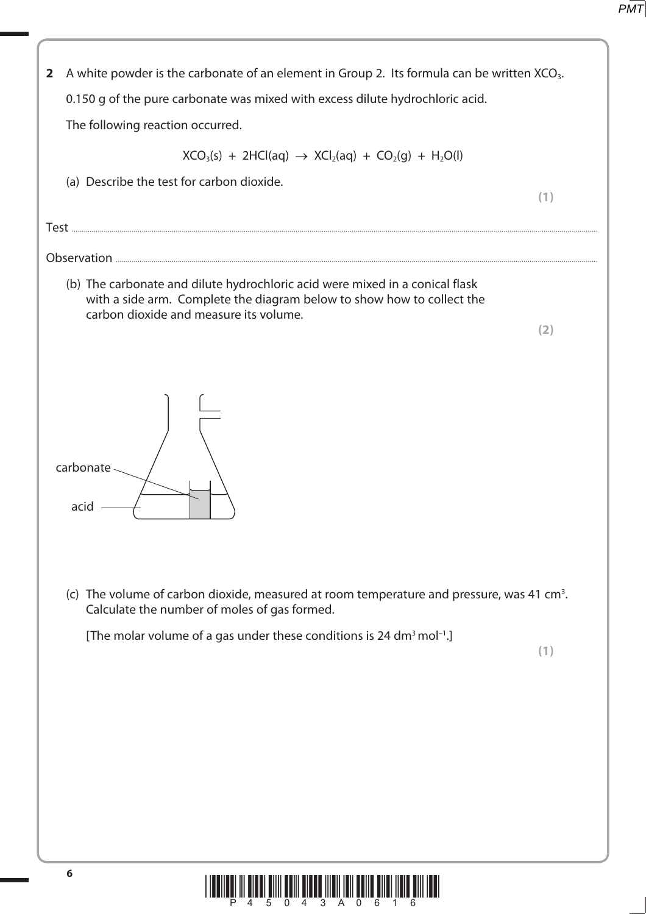**2** A white powder is the carbonate of an element in Group 2. Its formula can be written $XCO_3$.

0.150 g of the pure carbonate was mixed with excess dilute hydrochloric acid.

The following reaction occurred.

$$XCO_3(s) + 2HCl(aq) \rightarrow XCl_2(aq) + CO_2(g) + H_2O(l)$$

(a) Describe the test for carbon dioxide. **(1)**

Test ..............................................................................................................................................

Observation ..................................................................................................................................

(b) The carbonate and dilute hydrochloric acid were mixed in a conical flask with a side arm. Complete the diagram below to show how to collect the carbon dioxide and measure its volume. **(2)**

carbonate

acid

(c) The volume of carbon dioxide, measured at room temperature and pressure, was 41 $cm^3$. Calculate the number of moles of gas formed.

[The molar volume of a gas under these conditions is 24 $dm^3\,mol^{-1}$.] **(1)**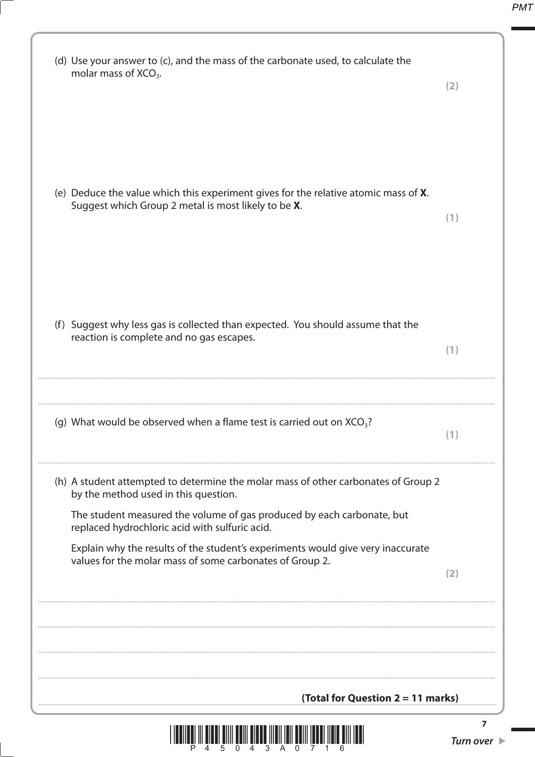(d) Use your answer to (c), and the mass of the carbonate used, to calculate the molar mass of $XCO_3$.

**(2)**

(e) Deduce the value which this experiment gives for the relative atomic mass of **X**. Suggest which Group 2 metal is most likely to be **X**.

**(1)**

(f) Suggest why less gas is collected than expected. You should assume that the reaction is complete and no gas escapes.

**(1)**

.......................................................................................................................................................................................................

.......................................................................................................................................................................................................

(g) What would be observed when a flame test is carried out on $XCO_3$?

**(1)**

.......................................................................................................................................................................................................

(h) A student attempted to determine the molar mass of other carbonates of Group 2 by the method used in this question.

The student measured the volume of gas produced by each carbonate, but replaced hydrochloric acid with sulfuric acid.

Explain why the results of the student's experiments would give very inaccurate values for the molar mass of some carbonates of Group 2.

**(2)**

.......................................................................................................................................................................................................

.......................................................................................................................................................................................................

.......................................................................................................................................................................................................

.......................................................................................................................................................................................................

**(Total for Question 2 = 11 marks)**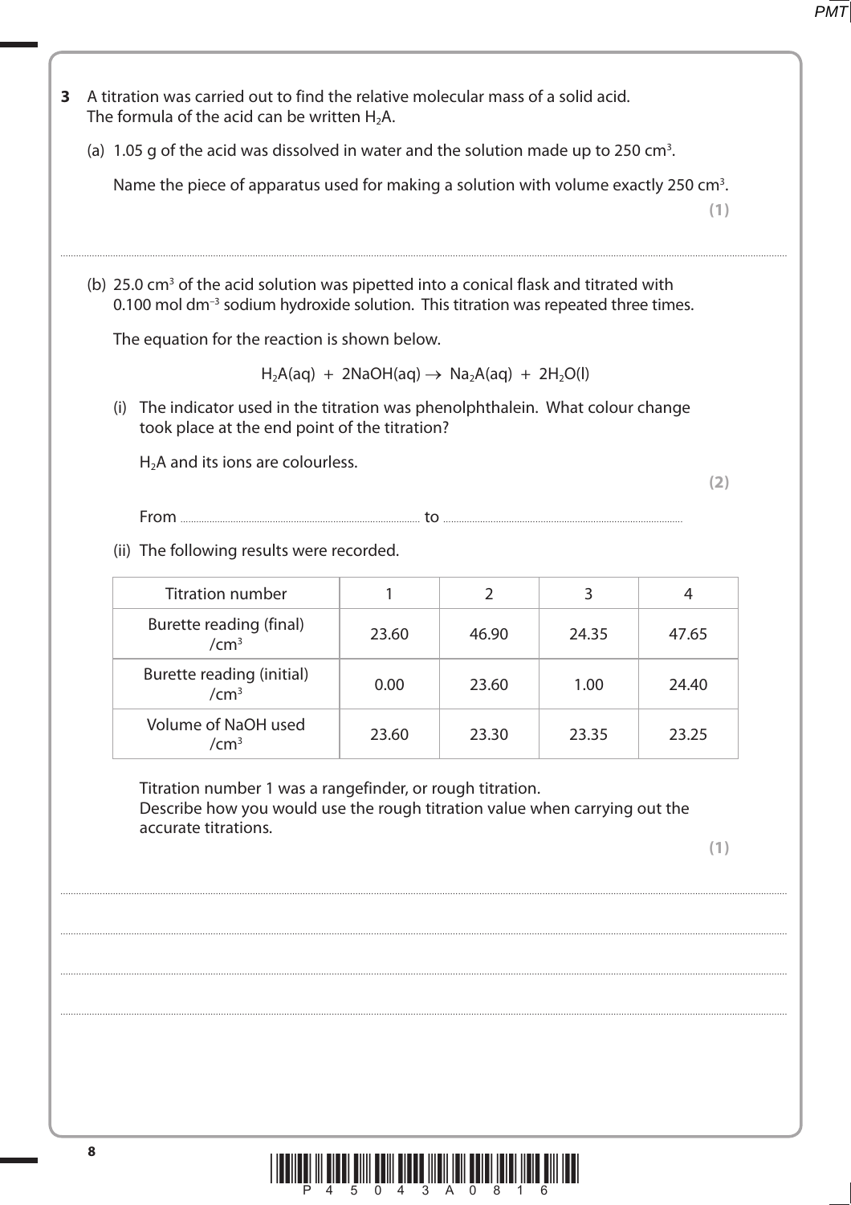**3** A titration was carried out to find the relative molecular mass of a solid acid. The formula of the acid can be written $H_2A$.

(a) 1.05 g of the acid was dissolved in water and the solution made up to 250 $cm^3$.

Name the piece of apparatus used for making a solution with volume exactly 250 $cm^3$.

**(1)**

..............................................................................................................................................

(b) 25.0 $cm^3$ of the acid solution was pipetted into a conical flask and titrated with 0.100 mol $dm^{-3}$ sodium hydroxide solution. This titration was repeated three times.

The equation for the reaction is shown below.

$$H_2A(aq) + 2NaOH(aq) \rightarrow Na_2A(aq) + 2H_2O(l)$$

(i) The indicator used in the titration was phenolphthalein. What colour change took place at the end point of the titration?

$H_2A$ and its ions are colourless.

**(2)**

From .............................................. to ..............................................

(ii) The following results were recorded.

| Titration number | 1 | 2 | 3 | 4 |
|---|---|---|---|---|
| Burette reading (final) /$cm^3$ | 23.60 | 46.90 | 24.35 | 47.65 |
| Burette reading (initial) /$cm^3$ | 0.00 | 23.60 | 1.00 | 24.40 |
| Volume of NaOH used /$cm^3$ | 23.60 | 23.30 | 23.35 | 23.25 |

Titration number 1 was a rangefinder, or rough titration.
Describe how you would use the rough titration value when carrying out the accurate titrations.

**(1)**

..............................................................................................................................................

..............................................................................................................................................

..............................................................................................................................................

..............................................................................................................................................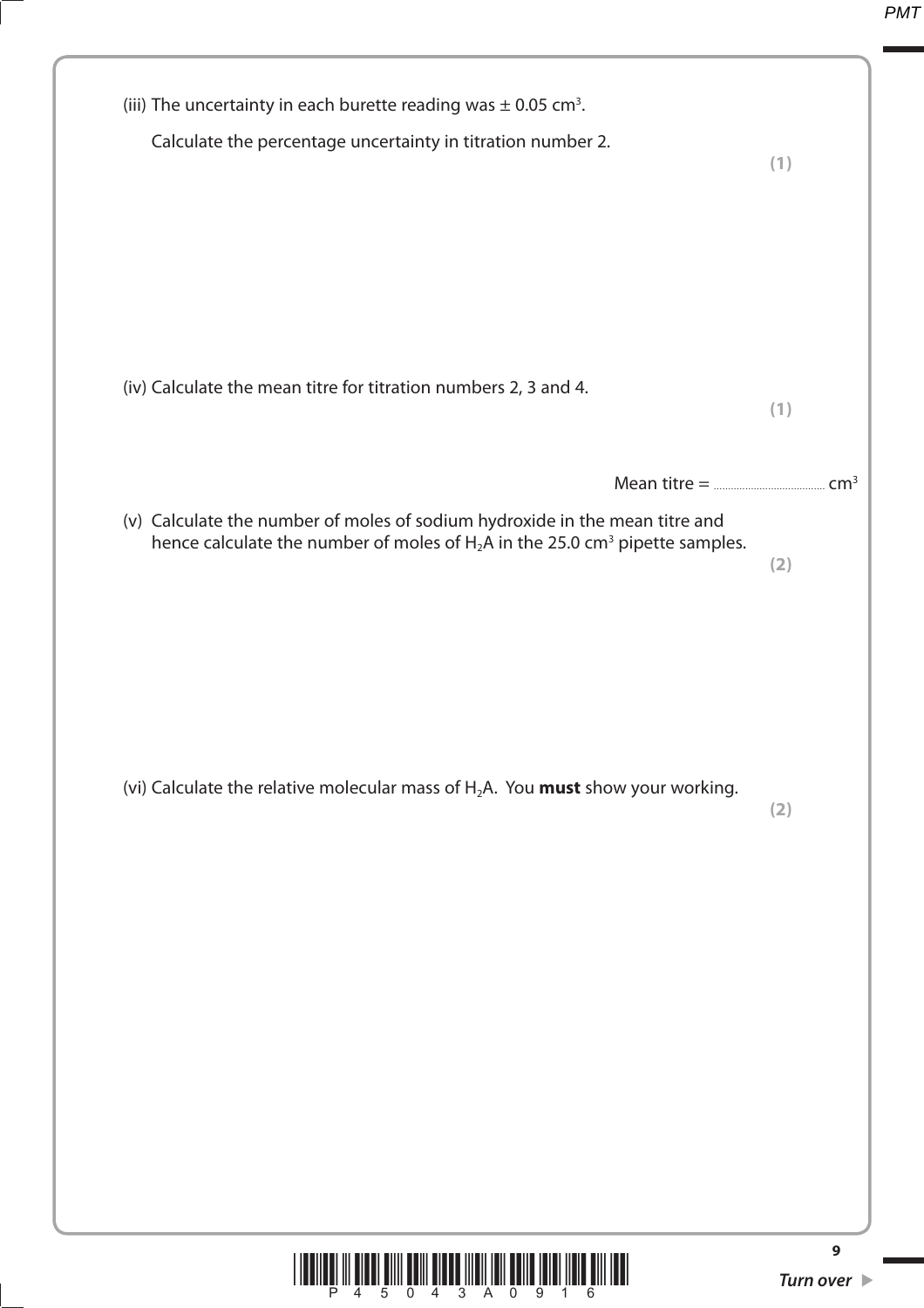(iii) The uncertainty in each burette reading was ± 0.05 $cm^3$.

Calculate the percentage uncertainty in titration number 2.

**(1)**

(iv) Calculate the mean titre for titration numbers 2, 3 and 4.

**(1)**

Mean titre = .................................... $cm^3$

(v) Calculate the number of moles of sodium hydroxide in the mean titre and hence calculate the number of moles of $H_2A$ in the 25.0 $cm^3$ pipette samples.

**(2)**

(vi) Calculate the relative molecular mass of $H_2A$. You **must** show your working.

**(2)**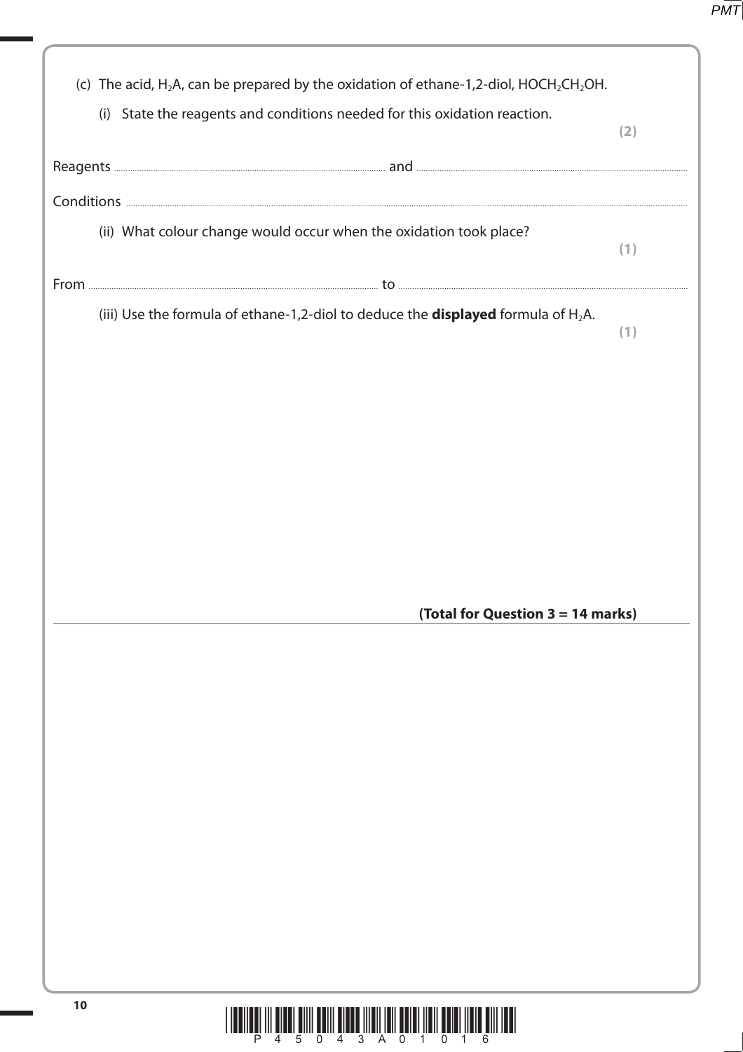(c) The acid, $H_2A$, can be prepared by the oxidation of ethane-1,2-diol, $HOCH_2CH_2OH$.

(i) State the reagents and conditions needed for this oxidation reaction. **(2)**

Reagents .................................................................... and ....................................................................

Conditions ....................................................................................................................................................

(ii) What colour change would occur when the oxidation took place? **(1)**

From .................................................................... to ....................................................................

(iii) Use the formula of ethane-1,2-diol to deduce the **displayed** formula of $H_2A$. **(1)**

**(Total for Question 3 = 14 marks)**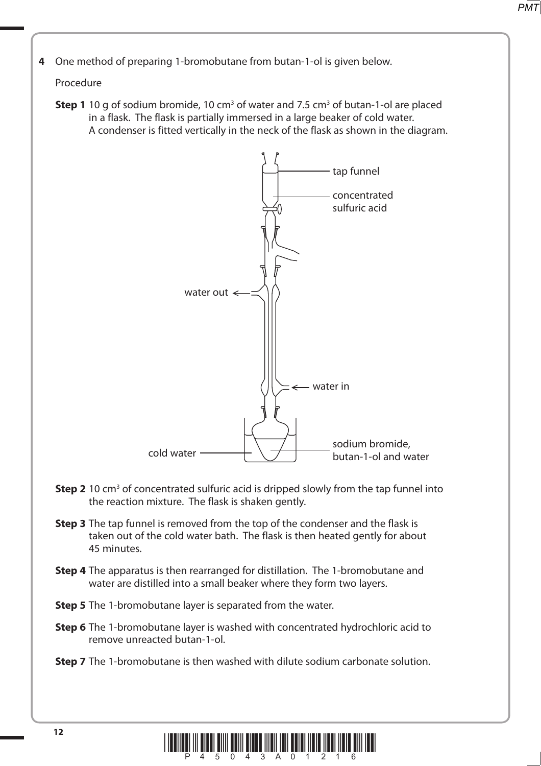**4** One method of preparing 1-bromobutane from butan-1-ol is given below.

Procedure

**Step 1** 10 g of sodium bromide, 10 $cm^3$ of water and 7.5 $cm^3$ of butan-1-ol are placed in a flask. The flask is partially immersed in a large beaker of cold water. A condenser is fitted vertically in the neck of the flask as shown in the diagram.

tap funnel

concentrated sulfuric acid

water out

water in

cold water

sodium bromide, butan-1-ol and water

**Step 2** 10 $cm^3$ of concentrated sulfuric acid is dripped slowly from the tap funnel into the reaction mixture. The flask is shaken gently.

**Step 3** The tap funnel is removed from the top of the condenser and the flask is taken out of the cold water bath. The flask is then heated gently for about 45 minutes.

**Step 4** The apparatus is then rearranged for distillation. The 1-bromobutane and water are distilled into a small beaker where they form two layers.

**Step 5** The 1-bromobutane layer is separated from the water.

**Step 6** The 1-bromobutane layer is washed with concentrated hydrochloric acid to remove unreacted butan-1-ol.

**Step 7** The 1-bromobutane is then washed with dilute sodium carbonate solution.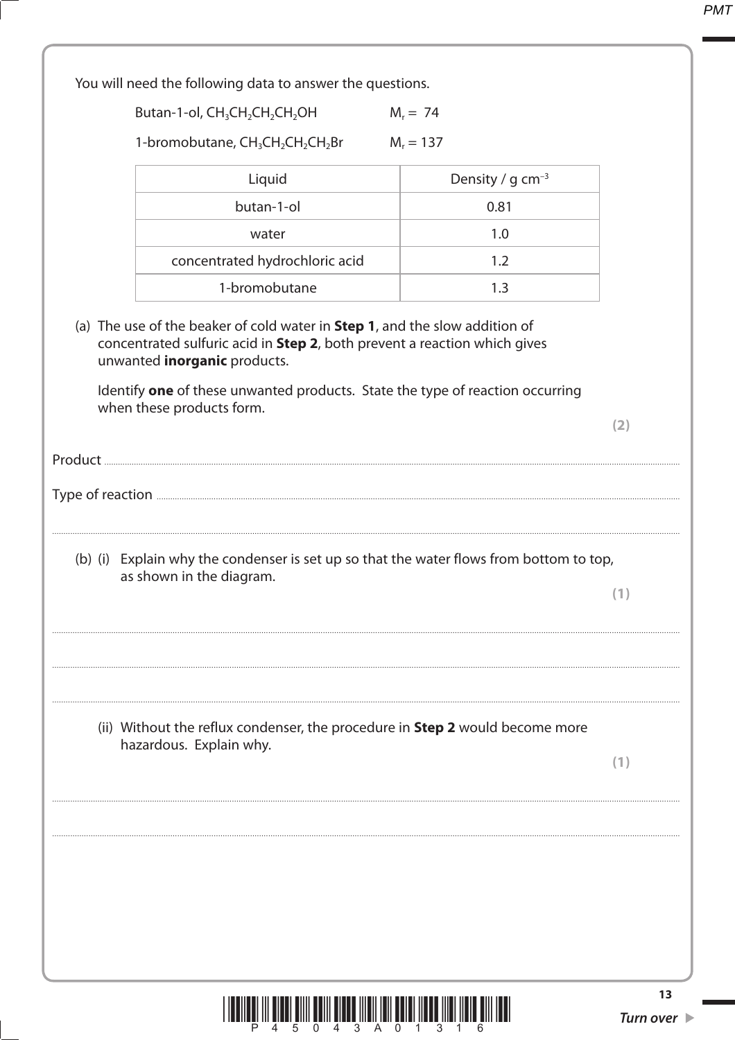You will need the following data to answer the questions.

Butan-1-ol, $CH_3CH_2CH_2CH_2OH$ $M_r = 74$

1-bromobutane, $CH_3CH_2CH_2CH_2Br$ $M_r = 137$

| Liquid | Density / g $cm^{-3}$ |
|---|---|
| butan-1-ol | 0.81 |
| water | 1.0 |
| concentrated hydrochloric acid | 1.2 |
| 1-bromobutane | 1.3 |

(a) The use of the beaker of cold water in **Step 1**, and the slow addition of concentrated sulfuric acid in **Step 2**, both prevent a reaction which gives unwanted **inorganic** products.

Identify **one** of these unwanted products. State the type of reaction occurring when these products form.

**(2)**

Product ..............................................................................................................................................

Type of reaction ..............................................................................................................................................

..............................................................................................................................................

(b) (i) Explain why the condenser is set up so that the water flows from bottom to top, as shown in the diagram.

**(1)**

..............................................................................................................................................

..............................................................................................................................................

..............................................................................................................................................

(ii) Without the reflux condenser, the procedure in **Step 2** would become more hazardous. Explain why.

**(1)**

..............................................................................................................................................

..............................................................................................................................................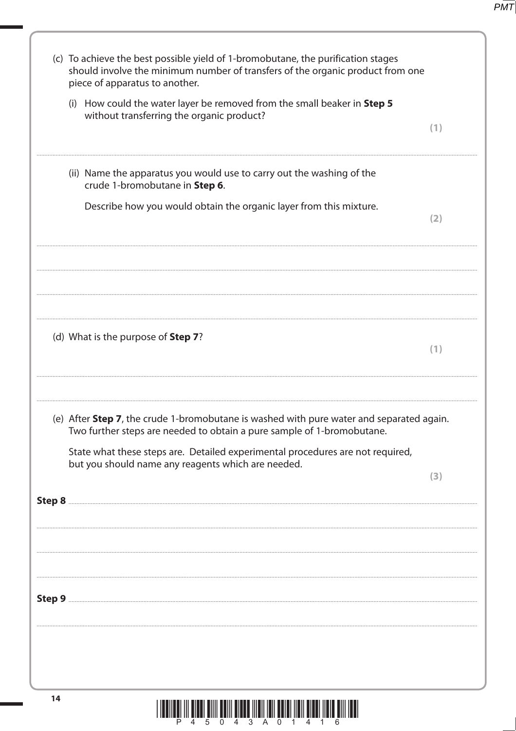(c) To achieve the best possible yield of 1-bromobutane, the purification stages should involve the minimum number of transfers of the organic product from one piece of apparatus to another.

(i) How could the water layer be removed from the small beaker in **Step 5** without transferring the organic product? **(1)**

..........................................................................................................................................

(ii) Name the apparatus you would use to carry out the washing of the crude 1-bromobutane in **Step 6**.

Describe how you would obtain the organic layer from this mixture. **(2)**

..........................................................................................................................................

..........................................................................................................................................

..........................................................................................................................................

..........................................................................................................................................

(d) What is the purpose of **Step 7**? **(1)**

..........................................................................................................................................

..........................................................................................................................................

(e) After **Step 7**, the crude 1-bromobutane is washed with pure water and separated again. Two further steps are needed to obtain a pure sample of 1-bromobutane.

State what these steps are. Detailed experimental procedures are not required, but you should name any reagents which are needed. **(3)**

**Step 8** ..............................................................................................................................

..........................................................................................................................................

..........................................................................................................................................

..........................................................................................................................................

**Step 9** ..............................................................................................................................

..........................................................................................................................................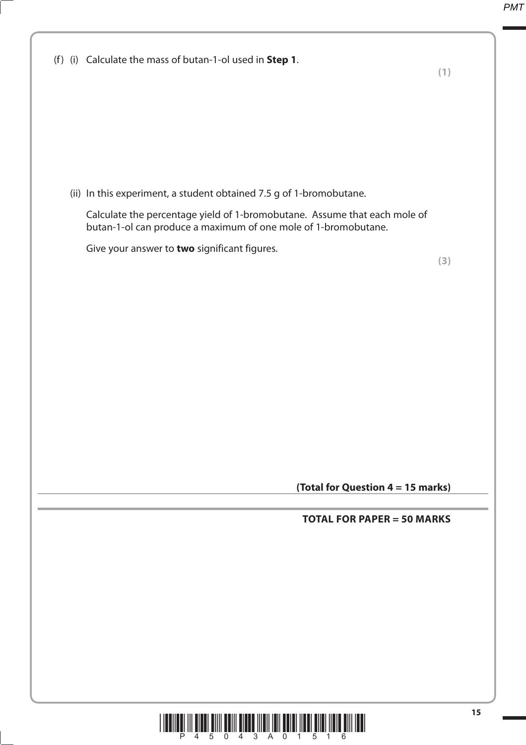(f) (i) Calculate the mass of butan-1-ol used in **Step 1**.

**(1)**

(ii) In this experiment, a student obtained 7.5 g of 1-bromobutane.

Calculate the percentage yield of 1-bromobutane. Assume that each mole of butan-1-ol can produce a maximum of one mole of 1-bromobutane.

Give your answer to **two** significant figures.

**(3)**

**(Total for Question 4 = 15 marks)**

**TOTAL FOR PAPER = 50 MARKS**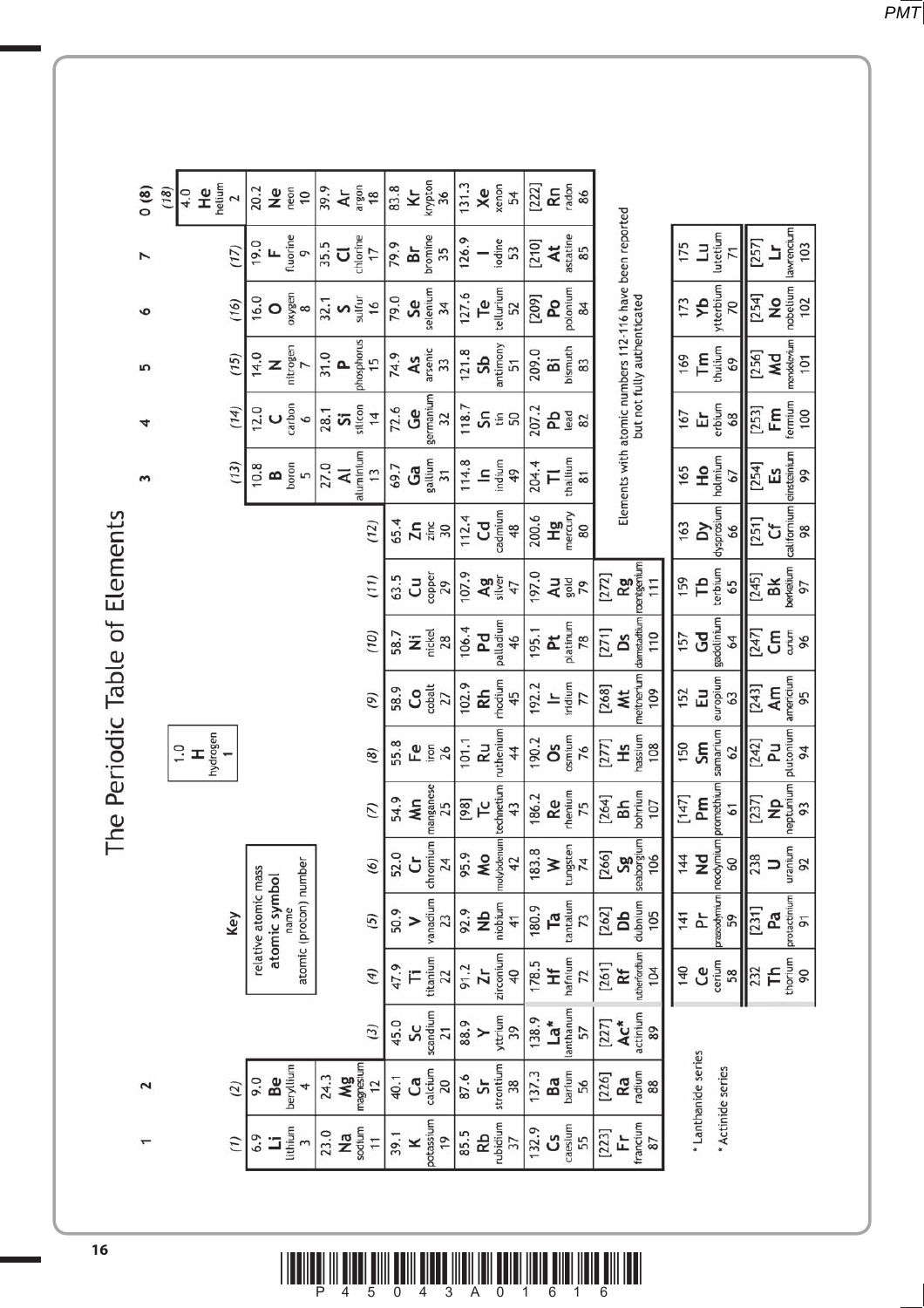# The Periodic Table of Elements

**Key**

| |
|---|
| relative atomic mass |
| **atomic symbol** |
| name |
| atomic (proton) number |

| 1 | 2 | | | | | | | | | | | 3 | 4 | 5 | 6 | 7 | 0 (8) |
|---|---|---|---|---|---|---|---|---|---|---|---|---|---|---|---|---|---|
| (1) | (2) | | | | | | | | | | | (13) | (14) | (15) | (16) | (17) | (18) |
| | | | | | | | 1.0 **H** hydrogen 1 | | | | | | | | | | 4.0 **He** helium 2 |
| 6.9 **Li** lithium 3 | 9.0 **Be** beryllium 4 | | | | | | | | | | | 10.8 **B** boron 5 | 12.0 **C** carbon 6 | 14.0 **N** nitrogen 7 | 16.0 **O** oxygen 8 | 19.0 **F** fluorine 9 | 20.2 **Ne** neon 10 |
| 23.0 **Na** sodium 11 | 24.3 **Mg** magnesium 12 | (3) | (4) | (5) | (6) | (7) | (8) | (9) | (10) | (11) | (12) | 27.0 **Al** aluminium 13 | 28.1 **Si** silicon 14 | 31.0 **P** phosphorus 15 | 32.1 **S** sulfur 16 | 35.5 **Cl** chlorine 17 | 39.9 **Ar** argon 18 |
| 39.1 **K** potassium 19 | 40.1 **Ca** calcium 20 | 45.0 **Sc** scandium 21 | 47.9 **Ti** titanium 22 | 50.9 **V** vanadium 23 | 52.0 **Cr** chromium 24 | 54.9 **Mn** manganese 25 | 55.8 **Fe** iron 26 | 58.9 **Co** cobalt 27 | 58.7 **Ni** nickel 28 | 63.5 **Cu** copper 29 | 65.4 **Zn** zinc 30 | 69.7 **Ga** gallium 31 | 72.6 **Ge** germanium 32 | 74.9 **As** arsenic 33 | 79.0 **Se** selenium 34 | 79.9 **Br** bromine 35 | 83.8 **Kr** krypton 36 |
| 85.5 **Rb** rubidium 37 | 87.6 **Sr** strontium 38 | 88.9 **Y** yttrium 39 | 91.2 **Zr** zirconium 40 | 92.9 **Nb** niobium 41 | 95.9 **Mo** molybdenum 42 | [98] **Tc** technetium 43 | 101.1 **Ru** ruthenium 44 | 102.9 **Rh** rhodium 45 | 106.4 **Pd** palladium 46 | 107.9 **Ag** silver 47 | 112.4 **Cd** cadmium 48 | 114.8 **In** indium 49 | 118.7 **Sn** tin 50 | 121.8 **Sb** antimony 51 | 127.6 **Te** tellurium 52 | 126.9 **I** iodine 53 | 131.3 **Xe** xenon 54 |
| 132.9 **Cs** caesium 55 | 137.3 **Ba** barium 56 | 138.9 **La*** lanthanum 57 | 178.5 **Hf** hafnium 72 | 180.9 **Ta** tantalum 73 | 183.8 **W** tungsten 74 | 186.2 **Re** rhenium 75 | 190.2 **Os** osmium 76 | 192.2 **Ir** iridium 77 | 195.1 **Pt** platinum 78 | 197.0 **Au** gold 79 | 200.6 **Hg** mercury 80 | 204.4 **Tl** thallium 81 | 207.2 **Pb** lead 82 | 209.0 **Bi** bismuth 83 | [209] **Po** polonium 84 | [210] **At** astatine 85 | [222] **Rn** radon 86 |
| [223] **Fr** francium 87 | [226] **Ra** radium 88 | [227] **Ac*** actinium 89 | [261] **Rf** rutherfordium 104 | [262] **Db** dubnium 105 | [266] **Sg** seaborgium 106 | [264] **Bh** bohrium 107 | [277] **Hs** hassium 108 | [268] **Mt** meitnerium 109 | [271] **Ds** darmstadtium 110 | [272] **Rg** roentgenium 111 | | | | | | | |

Elements with atomic numbers 112-116 have been reported but not fully authenticated

| | | | | | | | | | | | | | | |
|---|---|---|---|---|---|---|---|---|---|---|---|---|---|---|
| * Lanthanide series | 140 **Ce** cerium 58 | 141 **Pr** praseodymium 59 | 144 **Nd** neodymium 60 | [147] **Pm** promethium 61 | 150 **Sm** samarium 62 | 152 **Eu** europium 63 | 157 **Gd** gadolinium 64 | 159 **Tb** terbium 65 | 163 **Dy** dysprosium 66 | 165 **Ho** holmium 67 | 167 **Er** erbium 68 | 169 **Tm** thulium 69 | 173 **Yb** ytterbium 70 | 175 **Lu** lutetium 71 |
| * Actinide series | 232 **Th** thorium 90 | [231] **Pa** protactinium 91 | 238 **U** uranium 92 | [237] **Np** neptunium 93 | [242] **Pu** plutonium 94 | [243] **Am** americium 95 | [247] **Cm** curium 96 | [245] **Bk** berkelium 97 | [251] **Cf** californium 98 | [254] **Es** einsteinium 99 | [253] **Fm** fermium 100 | [256] **Md** mendelevium 101 | [254] **No** nobelium 102 | [257] **Lr** lawrencium 103 |